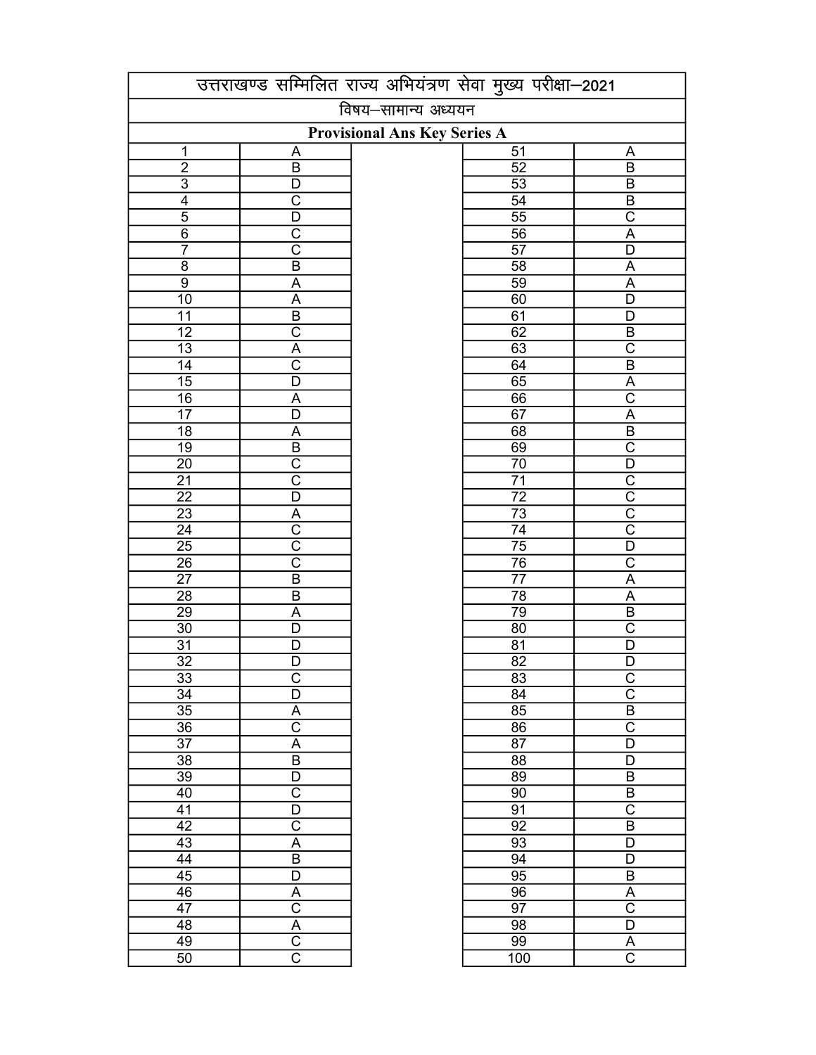# उत्तराखण्ड सम्मिलित राज्य अभियंत्रण सेवा मुख्य परीक्षा–2021

## विषय–सामान्य अध्ययन

### Provisional Ans Key Series A

| Q. No. | Answer | Q. No. | Answer |
|---|---|---|---|
| 1 | A | 51 | A |
| 2 | B | 52 | B |
| 3 | D | 53 | B |
| 4 | C | 54 | B |
| 5 | D | 55 | C |
| 6 | C | 56 | A |
| 7 | C | 57 | D |
| 8 | B | 58 | A |
| 9 | A | 59 | A |
| 10 | A | 60 | D |
| 11 | B | 61 | D |
| 12 | C | 62 | B |
| 13 | A | 63 | C |
| 14 | C | 64 | B |
| 15 | D | 65 | A |
| 16 | A | 66 | C |
| 17 | D | 67 | A |
| 18 | A | 68 | B |
| 19 | B | 69 | C |
| 20 | C | 70 | D |
| 21 | C | 71 | C |
| 22 | D | 72 | C |
| 23 | A | 73 | C |
| 24 | C | 74 | C |
| 25 | C | 75 | D |
| 26 | C | 76 | C |
| 27 | B | 77 | A |
| 28 | B | 78 | A |
| 29 | A | 79 | B |
| 30 | D | 80 | C |
| 31 | D | 81 | D |
| 32 | D | 82 | D |
| 33 | C | 83 | C |
| 34 | D | 84 | C |
| 35 | A | 85 | B |
| 36 | C | 86 | C |
| 37 | A | 87 | D |
| 38 | B | 88 | D |
| 39 | D | 89 | B |
| 40 | C | 90 | B |
| 41 | D | 91 | C |
| 42 | C | 92 | B |
| 43 | A | 93 | D |
| 44 | B | 94 | D |
| 45 | D | 95 | B |
| 46 | A | 96 | A |
| 47 | C | 97 | C |
| 48 | A | 98 | D |
| 49 | C | 99 | A |
| 50 | C | 100 | C |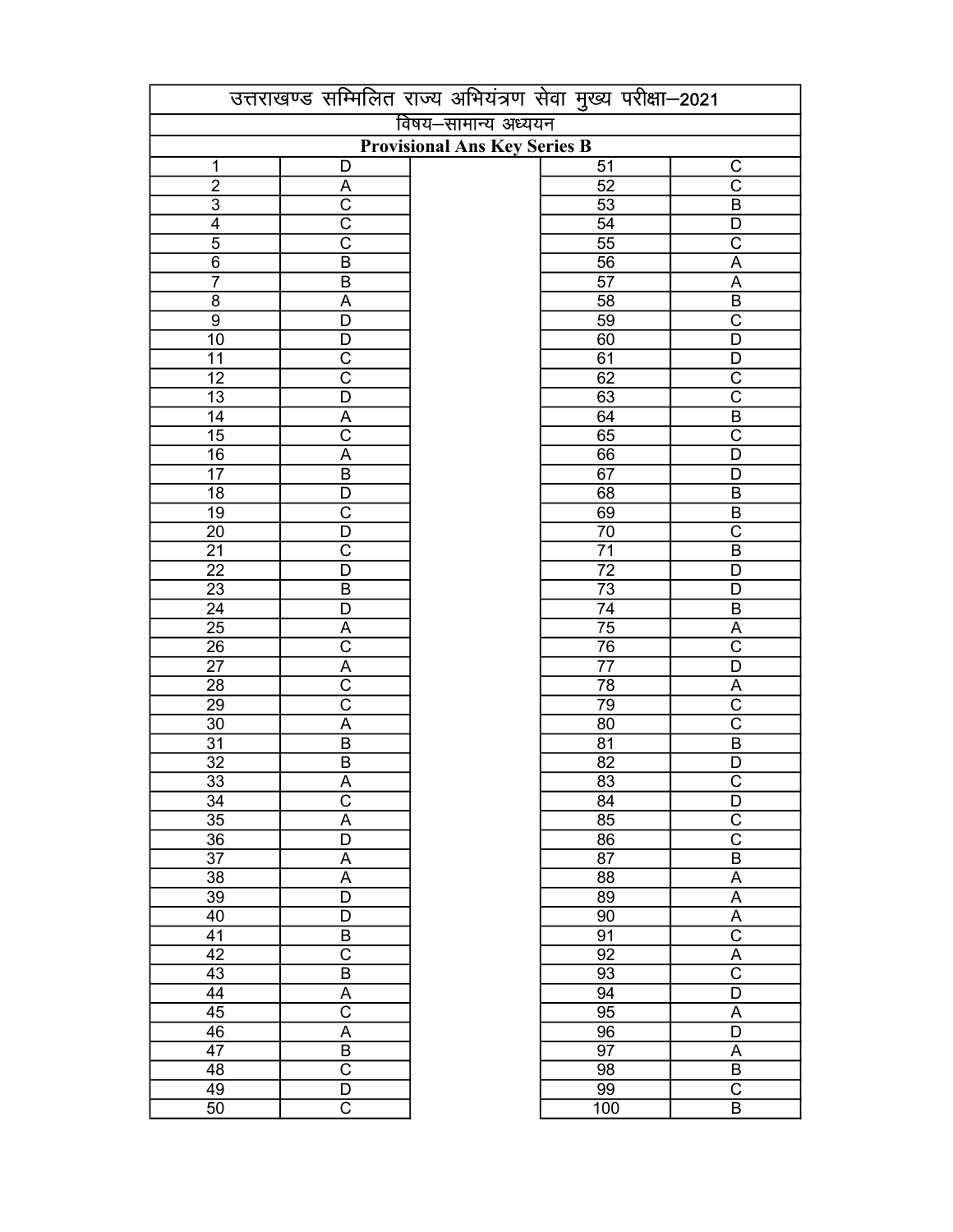# उत्तराखण्ड सम्मिलित राज्य अभियंत्रण सेवा मुख्य परीक्षा–2021

## विषय–सामान्य अध्ययन

### Provisional Ans Key Series B

| Q. No. | Answer | Q. No. | Answer |
|---|---|---|---|
| 1 | D | 51 | C |
| 2 | A | 52 | C |
| 3 | C | 53 | B |
| 4 | C | 54 | D |
| 5 | C | 55 | C |
| 6 | B | 56 | A |
| 7 | B | 57 | A |
| 8 | A | 58 | B |
| 9 | D | 59 | C |
| 10 | D | 60 | D |
| 11 | C | 61 | D |
| 12 | C | 62 | C |
| 13 | D | 63 | C |
| 14 | A | 64 | B |
| 15 | C | 65 | C |
| 16 | A | 66 | D |
| 17 | B | 67 | D |
| 18 | D | 68 | B |
| 19 | C | 69 | B |
| 20 | D | 70 | C |
| 21 | C | 71 | B |
| 22 | D | 72 | D |
| 23 | B | 73 | D |
| 24 | D | 74 | B |
| 25 | A | 75 | A |
| 26 | C | 76 | C |
| 27 | A | 77 | D |
| 28 | C | 78 | A |
| 29 | C | 79 | C |
| 30 | A | 80 | C |
| 31 | B | 81 | B |
| 32 | B | 82 | D |
| 33 | A | 83 | C |
| 34 | C | 84 | D |
| 35 | A | 85 | C |
| 36 | D | 86 | C |
| 37 | A | 87 | B |
| 38 | A | 88 | A |
| 39 | D | 89 | A |
| 40 | D | 90 | A |
| 41 | B | 91 | C |
| 42 | C | 92 | A |
| 43 | B | 93 | C |
| 44 | A | 94 | D |
| 45 | C | 95 | A |
| 46 | A | 96 | D |
| 47 | B | 97 | A |
| 48 | C | 98 | B |
| 49 | D | 99 | C |
| 50 | C | 100 | B |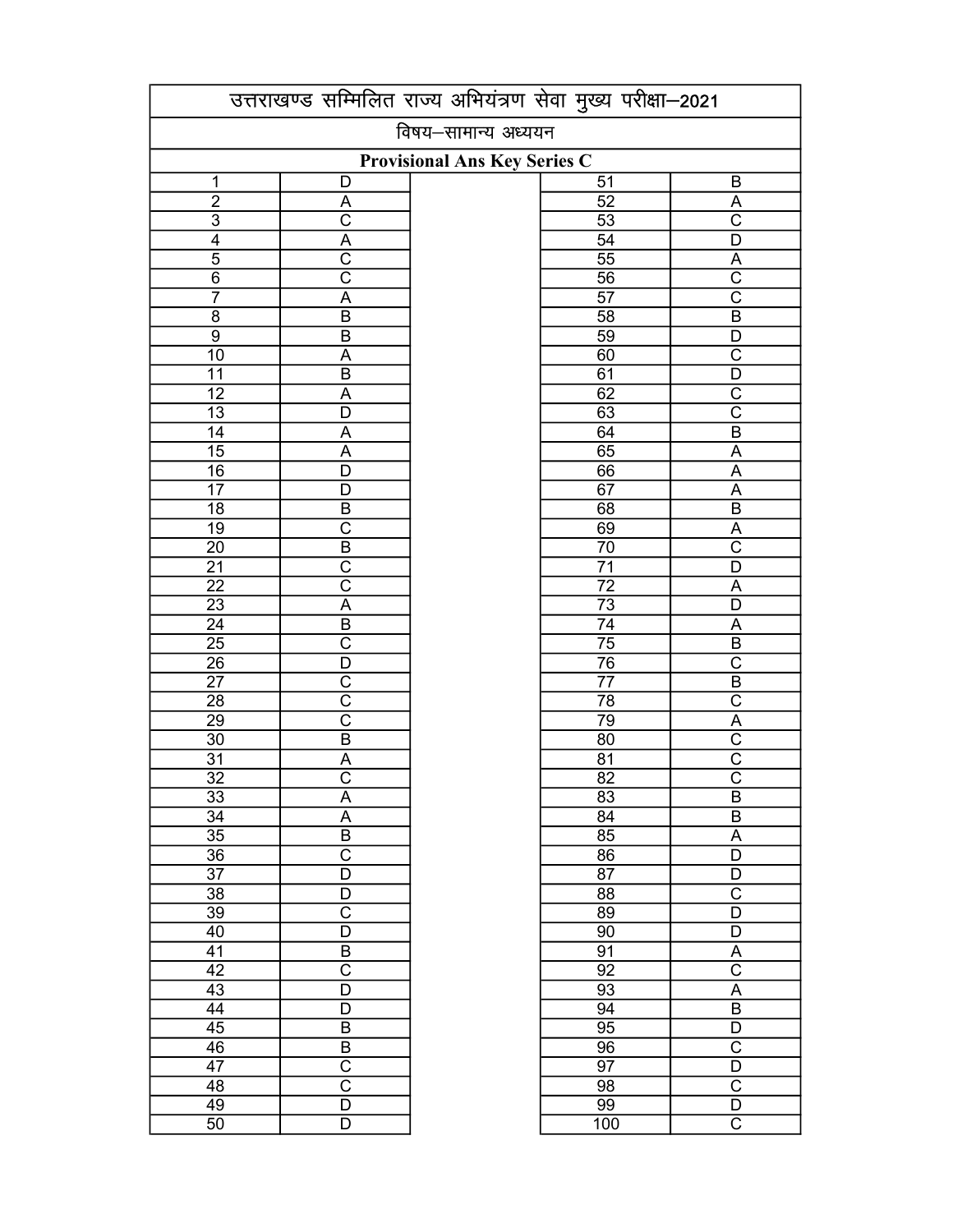# उत्तराखण्ड सम्मिलित राज्य अभियंत्रण सेवा मुख्य परीक्षा–2021

## विषय–सामान्य अध्ययन

**Provisional Ans Key Series C**

| Q. No. | Answer | Q. No. | Answer |
|---|---|---|---|
| 1 | D | 51 | B |
| 2 | A | 52 | A |
| 3 | C | 53 | C |
| 4 | A | 54 | D |
| 5 | C | 55 | A |
| 6 | C | 56 | C |
| 7 | A | 57 | C |
| 8 | B | 58 | B |
| 9 | B | 59 | D |
| 10 | A | 60 | C |
| 11 | B | 61 | D |
| 12 | A | 62 | C |
| 13 | D | 63 | C |
| 14 | A | 64 | B |
| 15 | A | 65 | A |
| 16 | D | 66 | A |
| 17 | D | 67 | A |
| 18 | B | 68 | B |
| 19 | C | 69 | A |
| 20 | B | 70 | C |
| 21 | C | 71 | D |
| 22 | C | 72 | A |
| 23 | A | 73 | D |
| 24 | B | 74 | A |
| 25 | C | 75 | B |
| 26 | D | 76 | C |
| 27 | C | 77 | B |
| 28 | C | 78 | C |
| 29 | C | 79 | A |
| 30 | B | 80 | C |
| 31 | A | 81 | C |
| 32 | C | 82 | C |
| 33 | A | 83 | B |
| 34 | A | 84 | B |
| 35 | B | 85 | A |
| 36 | C | 86 | D |
| 37 | D | 87 | D |
| 38 | D | 88 | C |
| 39 | C | 89 | D |
| 40 | D | 90 | D |
| 41 | B | 91 | A |
| 42 | C | 92 | C |
| 43 | D | 93 | A |
| 44 | D | 94 | B |
| 45 | B | 95 | D |
| 46 | B | 96 | C |
| 47 | C | 97 | D |
| 48 | C | 98 | C |
| 49 | D | 99 | D |
| 50 | D | 100 | C |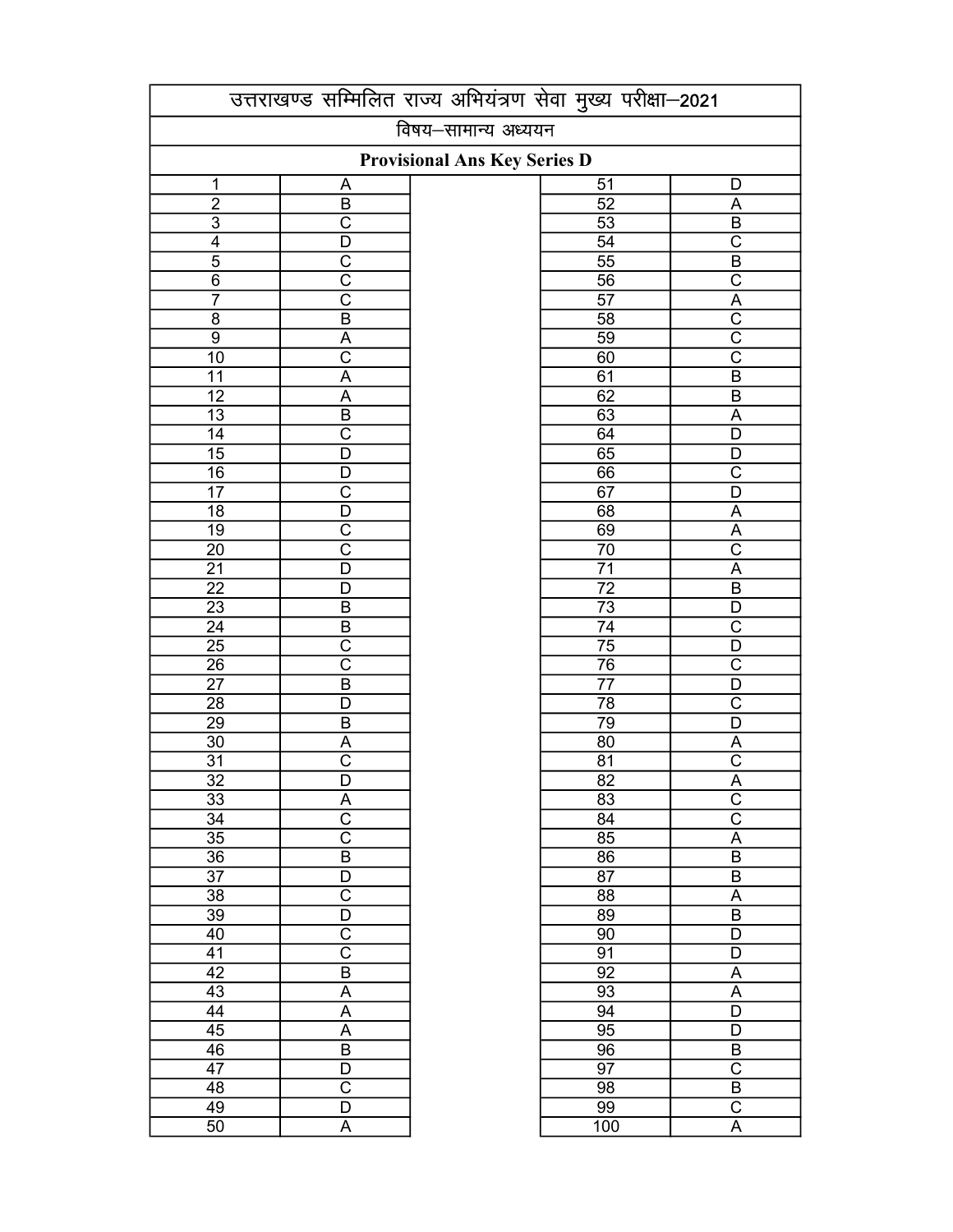| उत्तराखण्ड सम्मिलित राज्य अभियंत्रण सेवा मुख्य परीक्षा–2021 | | | |
|---|---|---|---|
| विषय–सामान्य अध्ययन | | | |
| **Provisional Ans Key Series D** | | | |
| 1 | A | 51 | D |
| 2 | B | 52 | A |
| 3 | C | 53 | B |
| 4 | D | 54 | C |
| 5 | C | 55 | B |
| 6 | C | 56 | C |
| 7 | C | 57 | A |
| 8 | B | 58 | C |
| 9 | A | 59 | C |
| 10 | C | 60 | C |
| 11 | A | 61 | B |
| 12 | A | 62 | B |
| 13 | B | 63 | A |
| 14 | C | 64 | D |
| 15 | D | 65 | D |
| 16 | D | 66 | C |
| 17 | C | 67 | D |
| 18 | D | 68 | A |
| 19 | C | 69 | A |
| 20 | C | 70 | C |
| 21 | D | 71 | A |
| 22 | D | 72 | B |
| 23 | B | 73 | D |
| 24 | B | 74 | C |
| 25 | C | 75 | D |
| 26 | C | 76 | C |
| 27 | B | 77 | D |
| 28 | D | 78 | C |
| 29 | B | 79 | D |
| 30 | A | 80 | A |
| 31 | C | 81 | C |
| 32 | D | 82 | A |
| 33 | A | 83 | C |
| 34 | C | 84 | C |
| 35 | C | 85 | A |
| 36 | B | 86 | B |
| 37 | D | 87 | B |
| 38 | C | 88 | A |
| 39 | D | 89 | B |
| 40 | C | 90 | D |
| 41 | C | 91 | D |
| 42 | B | 92 | A |
| 43 | A | 93 | A |
| 44 | A | 94 | D |
| 45 | A | 95 | D |
| 46 | B | 96 | B |
| 47 | D | 97 | C |
| 48 | C | 98 | B |
| 49 | D | 99 | C |
| 50 | A | 100 | A |